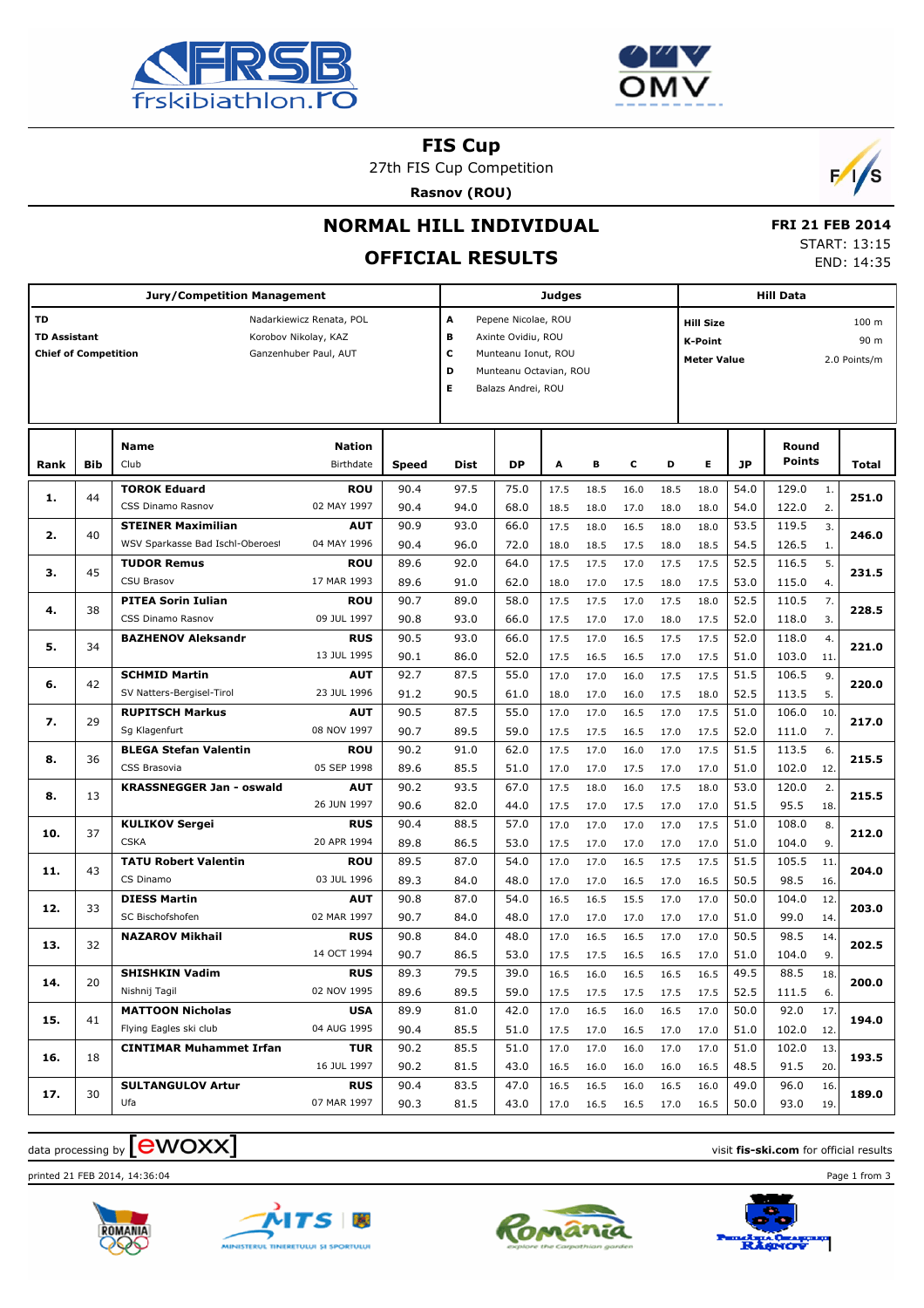# FIS Cup

27th FIS Cup Competition

**Rasnov (ROU)**

## NORMAL HILL INDIVIDUAL

## OFFICIAL RESULTS

**FRI 21 FEB 2014**
START: 13:15
END: 14:35

| Jury/Competition Management | | Judges | | Hill Data | |
|---|---|---|---|---|---|
| **TD** | Nadarkiewicz Renata, POL | **A** | Pepene Nicolae, ROU | **Hill Size** | 100 m |
| **TD Assistant** | Korobov Nikolay, KAZ | **B** | Axinte Ovidiu, ROU | **K-Point** | 90 m |
| **Chief of Competition** | Ganzenhuber Paul, AUT | **C** | Munteanu Ionut, ROU | **Meter Value** | 2.0 Points/m |
| | | **D** | Munteanu Octavian, ROU | | |
| | | **E** | Balazs Andrei, ROU | | |

| Rank | Bib | Name / Club | Nation / Birthdate | Speed | Dist | DP | A | B | C | D | E | JP | Round Points | | Total |
|---|---|---|---|---|---|---|---|---|---|---|---|---|---|---|---|
| **1.** | 44 | **TOROK Eduard** | **ROU** | 90.4 | 97.5 | 75.0 | 17.5 | 18.5 | 16.0 | 18.5 | 18.0 | 54.0 | 129.0 | 1. | **251.0** |
| | | CSS Dinamo Rasnov | 02 MAY 1997 | 90.4 | 94.0 | 68.0 | 18.5 | 18.0 | 17.0 | 18.0 | 18.0 | 54.0 | 122.0 | 2. | |
| **2.** | 40 | **STEINER Maximilian** | **AUT** | 90.9 | 93.0 | 66.0 | 17.5 | 18.0 | 16.5 | 18.0 | 18.0 | 53.5 | 119.5 | 3. | **246.0** |
| | | WSV Sparkasse Bad Ischl-Oberoesl | 04 MAY 1996 | 90.4 | 96.0 | 72.0 | 18.0 | 18.5 | 17.5 | 18.0 | 18.5 | 54.5 | 126.5 | 1. | |
| **3.** | 45 | **TUDOR Remus** | **ROU** | 89.6 | 92.0 | 64.0 | 17.5 | 17.5 | 17.0 | 17.5 | 17.5 | 52.5 | 116.5 | 5. | **231.5** |
| | | CSU Brasov | 17 MAR 1993 | 89.6 | 91.0 | 62.0 | 18.0 | 17.0 | 17.5 | 18.0 | 17.5 | 53.0 | 115.0 | 4. | |
| **4.** | 38 | **PITEA Sorin Iulian** | **ROU** | 90.7 | 89.0 | 58.0 | 17.5 | 17.5 | 17.0 | 17.5 | 18.0 | 52.5 | 110.5 | 7. | **228.5** |
| | | CSS Dinamo Rasnov | 09 JUL 1997 | 90.8 | 93.0 | 66.0 | 17.5 | 17.0 | 17.0 | 18.0 | 17.5 | 52.0 | 118.0 | 3. | |
| **5.** | 34 | **BAZHENOV Aleksandr** | **RUS** | 90.5 | 93.0 | 66.0 | 17.5 | 17.0 | 16.5 | 17.5 | 17.5 | 52.0 | 118.0 | 4. | **221.0** |
| | | | 13 JUL 1995 | 90.1 | 86.0 | 52.0 | 17.5 | 16.5 | 16.5 | 17.0 | 17.5 | 51.0 | 103.0 | 11. | |
| **6.** | 42 | **SCHMID Martin** | **AUT** | 92.7 | 87.5 | 55.0 | 17.0 | 17.0 | 16.0 | 17.5 | 17.5 | 51.5 | 106.5 | 9. | **220.0** |
| | | SV Natters-Bergisel-Tirol | 23 JUL 1996 | 91.2 | 90.5 | 61.0 | 18.0 | 17.0 | 16.0 | 17.5 | 18.0 | 52.5 | 113.5 | 5. | |
| **7.** | 29 | **RUPITSCH Markus** | **AUT** | 90.5 | 87.5 | 55.0 | 17.0 | 17.0 | 16.5 | 17.0 | 17.5 | 51.0 | 106.0 | 10. | **217.0** |
| | | Sg Klagenfurt | 08 NOV 1997 | 90.7 | 89.5 | 59.0 | 17.5 | 17.5 | 16.5 | 17.0 | 17.5 | 52.0 | 111.0 | 7. | |
| **8.** | 36 | **BLEGA Stefan Valentin** | **ROU** | 90.2 | 91.0 | 62.0 | 17.5 | 17.0 | 16.0 | 17.0 | 17.5 | 51.5 | 113.5 | 6. | **215.5** |
| | | CSS Brasovia | 05 SEP 1998 | 89.6 | 85.5 | 51.0 | 17.0 | 17.0 | 17.5 | 17.0 | 17.0 | 51.0 | 102.0 | 12. | |
| **8.** | 13 | **KRASSNEGGER Jan - oswald** | **AUT** | 90.2 | 93.5 | 67.0 | 17.5 | 18.0 | 16.0 | 17.5 | 18.0 | 53.0 | 120.0 | 2. | **215.5** |
| | | | 26 JUN 1997 | 90.6 | 82.0 | 44.0 | 17.5 | 17.0 | 17.5 | 17.0 | 17.0 | 51.5 | 95.5 | 18. | |
| **10.** | 37 | **KULIKOV Sergei** | **RUS** | 90.4 | 88.5 | 57.0 | 17.0 | 17.0 | 17.0 | 17.0 | 17.5 | 51.0 | 108.0 | 8. | **212.0** |
| | | CSKA | 20 APR 1994 | 89.8 | 86.5 | 53.0 | 17.5 | 17.0 | 17.0 | 17.0 | 17.0 | 51.0 | 104.0 | 9. | |
| **11.** | 43 | **TATU Robert Valentin** | **ROU** | 89.5 | 87.0 | 54.0 | 17.0 | 17.0 | 16.5 | 17.5 | 17.5 | 51.5 | 105.5 | 11. | **204.0** |
| | | CS Dinamo | 03 JUL 1996 | 89.3 | 84.0 | 48.0 | 17.0 | 17.0 | 16.5 | 17.0 | 16.5 | 50.5 | 98.5 | 16. | |
| **12.** | 33 | **DIESS Martin** | **AUT** | 90.8 | 87.0 | 54.0 | 16.5 | 16.5 | 15.5 | 17.0 | 17.0 | 50.0 | 104.0 | 12. | **203.0** |
| | | SC Bischofshofen | 02 MAR 1997 | 90.7 | 84.0 | 48.0 | 17.0 | 17.0 | 17.0 | 17.0 | 17.0 | 51.0 | 99.0 | 14. | |
| **13.** | 32 | **NAZAROV Mikhail** | **RUS** | 90.8 | 84.0 | 48.0 | 17.0 | 16.5 | 16.5 | 17.0 | 17.0 | 50.5 | 98.5 | 14. | **202.5** |
| | | | 14 OCT 1994 | 90.7 | 86.5 | 53.0 | 17.5 | 17.5 | 16.5 | 16.5 | 17.0 | 51.0 | 104.0 | 9. | |
| **14.** | 20 | **SHISHKIN Vadim** | **RUS** | 89.3 | 79.5 | 39.0 | 16.5 | 16.0 | 16.5 | 16.5 | 16.5 | 49.5 | 88.5 | 18. | **200.0** |
| | | Nishnij Tagil | 02 NOV 1995 | 89.6 | 89.5 | 59.0 | 17.5 | 17.5 | 17.5 | 17.5 | 17.5 | 52.5 | 111.5 | 6. | |
| **15.** | 41 | **MATTOON Nicholas** | **USA** | 89.9 | 81.0 | 42.0 | 17.0 | 16.5 | 16.0 | 16.5 | 17.0 | 50.0 | 92.0 | 17. | **194.0** |
| | | Flying Eagles ski club | 04 AUG 1995 | 90.4 | 85.5 | 51.0 | 17.5 | 17.0 | 16.5 | 17.0 | 17.0 | 51.0 | 102.0 | 12. | |
| **16.** | 18 | **CINTIMAR Muhammet Irfan** | **TUR** | 90.2 | 85.5 | 51.0 | 17.0 | 17.0 | 16.0 | 17.0 | 17.0 | 51.0 | 102.0 | 13. | **193.5** |
| | | | 16 JUL 1997 | 90.2 | 81.5 | 43.0 | 16.5 | 16.0 | 16.0 | 16.0 | 16.5 | 48.5 | 91.5 | 20. | |
| **17.** | 30 | **SULTANGULOV Artur** | **RUS** | 90.4 | 83.5 | 47.0 | 16.5 | 16.5 | 16.0 | 16.5 | 16.0 | 49.0 | 96.0 | 16. | **189.0** |
| | | Ufa | 07 MAR 1997 | 90.3 | 81.5 | 43.0 | 17.0 | 16.5 | 16.5 | 17.0 | 16.5 | 50.0 | 93.0 | 19. | |

data processing by ewoxx — visit **fis-ski.com** for official results

printed 21 FEB 2014, 14:36:04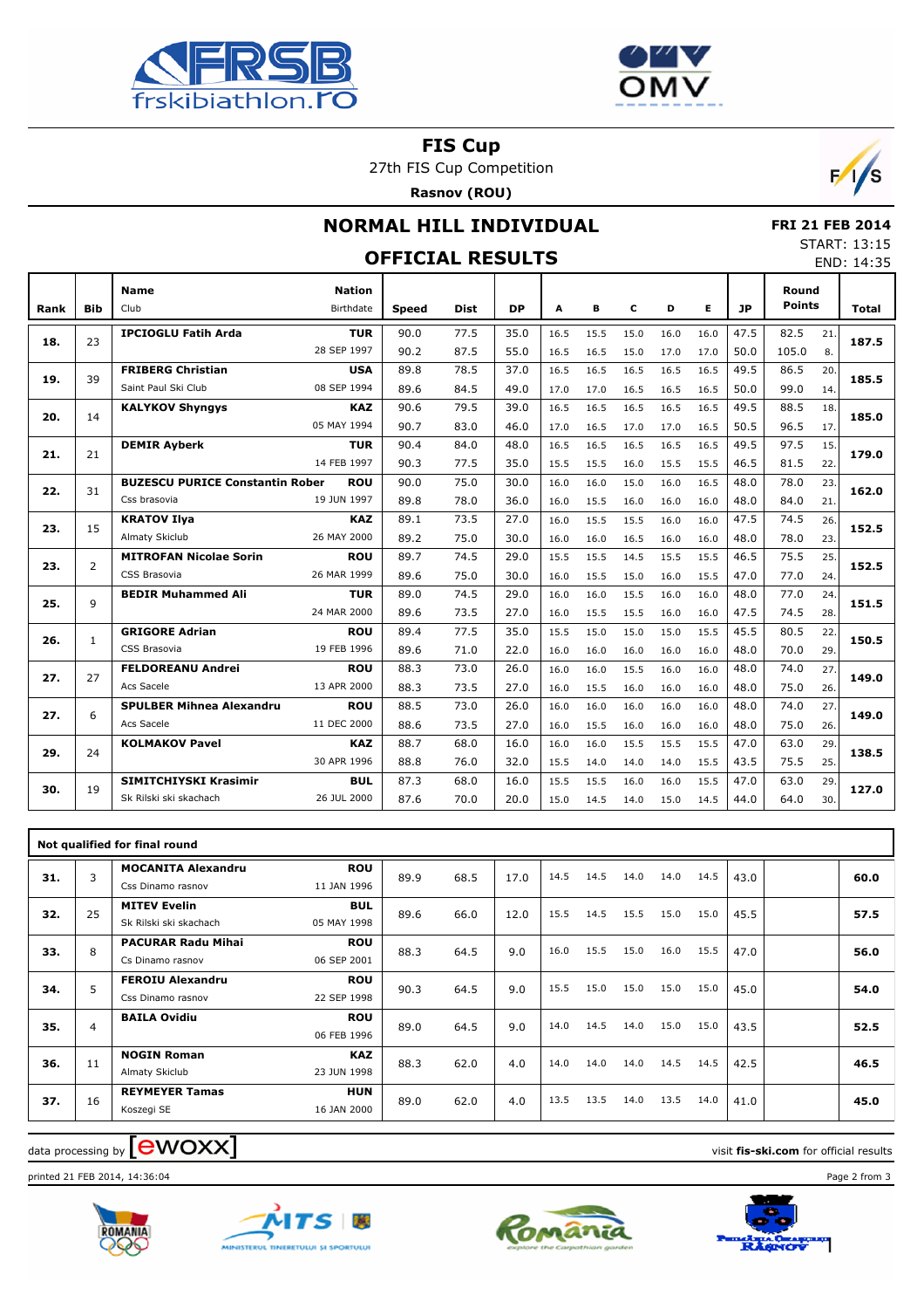# FIS Cup

27th FIS Cup Competition

**Rasnov (ROU)**

## NORMAL HILL INDIVIDUAL

**FRI 21 FEB 2014**

START: 13:15

END: 14:35

## OFFICIAL RESULTS

| Rank | Bib | Name / Club | Nation / Birthdate | Speed | Dist | DP | A | B | C | D | E | JP | Round Points | | Total |
|---|---|---|---|---|---|---|---|---|---|---|---|---|---|---|---|
| 18. | 23 | **IPCIOGLU Fatih Arda** | **TUR** | 90.0 | 77.5 | 35.0 | 16.5 | 15.5 | 15.0 | 16.0 | 16.0 | 47.5 | 82.5 | 21. | **187.5** |
| | | | 28 SEP 1997 | 90.2 | 87.5 | 55.0 | 16.5 | 16.5 | 15.0 | 17.0 | 17.0 | 50.0 | 105.0 | 8. | |
| 19. | 39 | **FRIBERG Christian** | **USA** | 89.8 | 78.5 | 37.0 | 16.5 | 16.5 | 16.5 | 16.5 | 16.5 | 49.5 | 86.5 | 20. | **185.5** |
| | | Saint Paul Ski Club | 08 SEP 1994 | 89.6 | 84.5 | 49.0 | 17.0 | 17.0 | 16.5 | 16.5 | 16.5 | 50.0 | 99.0 | 14. | |
| 20. | 14 | **KALYKOV Shyngys** | **KAZ** | 90.6 | 79.5 | 39.0 | 16.5 | 16.5 | 16.5 | 16.5 | 16.5 | 49.5 | 88.5 | 18. | **185.0** |
| | | | 05 MAY 1994 | 90.7 | 83.0 | 46.0 | 17.0 | 16.5 | 17.0 | 17.0 | 16.5 | 50.5 | 96.5 | 17. | |
| 21. | 21 | **DEMIR Ayberk** | **TUR** | 90.4 | 84.0 | 48.0 | 16.5 | 16.5 | 16.5 | 16.5 | 16.5 | 49.5 | 97.5 | 15. | **179.0** |
| | | | 14 FEB 1997 | 90.3 | 77.5 | 35.0 | 15.5 | 15.5 | 16.0 | 15.5 | 15.5 | 46.5 | 81.5 | 22. | |
| 22. | 31 | **BUZESCU PURICE Constantin Rober** | **ROU** | 90.0 | 75.0 | 30.0 | 16.0 | 16.0 | 15.0 | 16.0 | 16.5 | 48.0 | 78.0 | 23. | **162.0** |
| | | Css brasovia | 19 JUN 1997 | 89.8 | 78.0 | 36.0 | 16.0 | 15.5 | 16.0 | 16.0 | 16.0 | 48.0 | 84.0 | 21. | |
| 23. | 15 | **KRATOV Ilya** | **KAZ** | 89.1 | 73.5 | 27.0 | 16.0 | 15.5 | 15.5 | 16.0 | 16.0 | 47.5 | 74.5 | 26. | **152.5** |
| | | Almaty Skiclub | 26 MAY 2000 | 89.2 | 75.0 | 30.0 | 16.0 | 16.0 | 16.5 | 16.0 | 16.0 | 48.0 | 78.0 | 23. | |
| 23. | 2 | **MITROFAN Nicolae Sorin** | **ROU** | 89.7 | 74.5 | 29.0 | 15.5 | 15.5 | 14.5 | 15.5 | 15.5 | 46.5 | 75.5 | 25. | **152.5** |
| | | CSS Brasovia | 26 MAR 1999 | 89.6 | 75.0 | 30.0 | 16.0 | 15.5 | 15.0 | 16.0 | 15.5 | 47.0 | 77.0 | 24. | |
| 25. | 9 | **BEDIR Muhammed Ali** | **TUR** | 89.0 | 74.5 | 29.0 | 16.0 | 16.0 | 15.5 | 16.0 | 16.0 | 48.0 | 77.0 | 24. | **151.5** |
| | | | 24 MAR 2000 | 89.6 | 73.5 | 27.0 | 16.0 | 15.5 | 15.5 | 16.0 | 16.0 | 47.5 | 74.5 | 28. | |
| 26. | 1 | **GRIGORE Adrian** | **ROU** | 89.4 | 77.5 | 35.0 | 15.5 | 15.0 | 15.0 | 15.0 | 15.5 | 45.5 | 80.5 | 22. | **150.5** |
| | | CSS Brasovia | 19 FEB 1996 | 89.6 | 71.0 | 22.0 | 16.0 | 16.0 | 16.0 | 16.0 | 16.0 | 48.0 | 70.0 | 29. | |
| 27. | 27 | **FELDOREANU Andrei** | **ROU** | 88.3 | 73.0 | 26.0 | 16.0 | 16.0 | 15.5 | 16.0 | 16.0 | 48.0 | 74.0 | 27. | **149.0** |
| | | Acs Sacele | 13 APR 2000 | 88.3 | 73.5 | 27.0 | 16.0 | 15.5 | 16.0 | 16.0 | 16.0 | 48.0 | 75.0 | 26. | |
| 27. | 6 | **SPULBER Mihnea Alexandru** | **ROU** | 88.5 | 73.0 | 26.0 | 16.0 | 16.0 | 16.0 | 16.0 | 16.0 | 48.0 | 74.0 | 27. | **149.0** |
| | | Acs Sacele | 11 DEC 2000 | 88.6 | 73.5 | 27.0 | 16.0 | 15.5 | 16.0 | 16.0 | 16.0 | 48.0 | 75.0 | 26. | |
| 29. | 24 | **KOLMAKOV Pavel** | **KAZ** | 88.7 | 68.0 | 16.0 | 16.0 | 16.0 | 15.5 | 15.5 | 15.5 | 47.0 | 63.0 | 29. | **138.5** |
| | | | 30 APR 1996 | 88.8 | 76.0 | 32.0 | 15.5 | 14.0 | 14.0 | 14.0 | 15.5 | 43.5 | 75.5 | 25. | |
| 30. | 19 | **SIMITCHIYSKI Krasimir** | **BUL** | 87.3 | 68.0 | 16.0 | 15.5 | 15.5 | 16.0 | 16.0 | 15.5 | 47.0 | 63.0 | 29. | **127.0** |
| | | Sk Rilski ski skachach | 26 JUL 2000 | 87.6 | 70.0 | 20.0 | 15.0 | 14.5 | 14.0 | 15.0 | 14.5 | 44.0 | 64.0 | 30. | |

**Not qualified for final round**

| Rank | Bib | Name / Club | Nation / Birthdate | Speed | Dist | DP | A | B | C | D | E | JP | Round Points | Total |
|---|---|---|---|---|---|---|---|---|---|---|---|---|---|---|
| 31. | 3 | **MOCANITA Alexandru** | **ROU** | 89.9 | 68.5 | 17.0 | 14.5 | 14.5 | 14.0 | 14.0 | 14.5 | 43.0 | | **60.0** |
| | | Css Dinamo rasnov | 11 JAN 1996 | | | | | | | | | | | |
| 32. | 25 | **MITEV Evelin** | **BUL** | 89.6 | 66.0 | 12.0 | 15.5 | 14.5 | 15.5 | 15.0 | 15.0 | 45.5 | | **57.5** |
| | | Sk Rilski ski skachach | 05 MAY 1998 | | | | | | | | | | | |
| 33. | 8 | **PACURAR Radu Mihai** | **ROU** | 88.3 | 64.5 | 9.0 | 16.0 | 15.5 | 15.0 | 16.0 | 15.5 | 47.0 | | **56.0** |
| | | Cs Dinamo rasnov | 06 SEP 2001 | | | | | | | | | | | |
| 34. | 5 | **FEROIU Alexandru** | **ROU** | 90.3 | 64.5 | 9.0 | 15.5 | 15.0 | 15.0 | 15.0 | 15.0 | 45.0 | | **54.0** |
| | | Css Dinamo rasnov | 22 SEP 1998 | | | | | | | | | | | |
| 35. | 4 | **BAILA Ovidiu** | **ROU** | 89.0 | 64.5 | 9.0 | 14.0 | 14.5 | 14.0 | 15.0 | 15.0 | 43.5 | | **52.5** |
| | | | 06 FEB 1996 | | | | | | | | | | | |
| 36. | 11 | **NOGIN Roman** | **KAZ** | 88.3 | 62.0 | 4.0 | 14.0 | 14.0 | 14.0 | 14.5 | 14.5 | 42.5 | | **46.5** |
| | | Almaty Skiclub | 23 JUN 1998 | | | | | | | | | | | |
| 37. | 16 | **REYMEYER Tamas** | **HUN** | 89.0 | 62.0 | 4.0 | 13.5 | 13.5 | 14.0 | 13.5 | 14.0 | 41.0 | | **45.0** |
| | | Koszegi SE | 16 JAN 2000 | | | | | | | | | | | |

data processing by ewoxx

visit **fis-ski.com** for official results

printed 21 FEB 2014, 14:36:04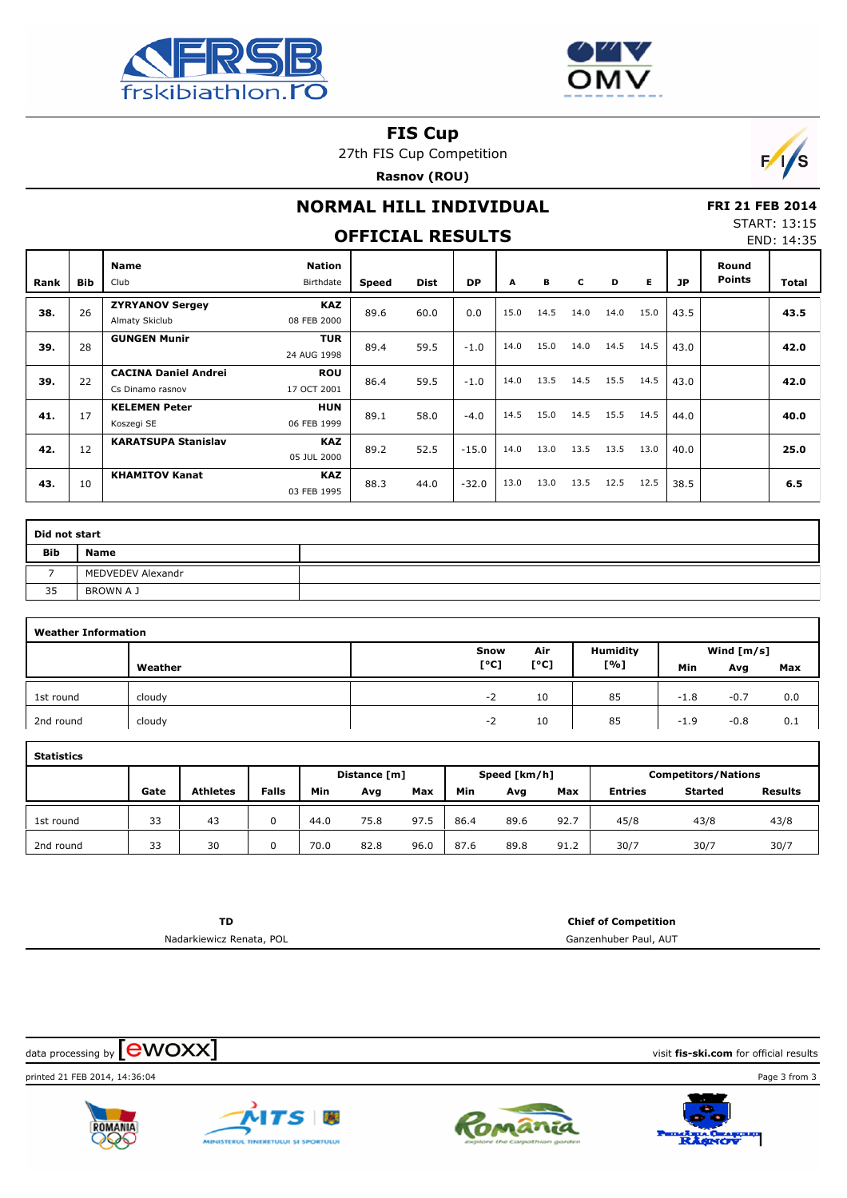# FIS Cup

27th FIS Cup Competition

**Rasnov (ROU)**

## NORMAL HILL INDIVIDUAL

**FRI 21 FEB 2014**

START: 13:15

END: 14:35

## OFFICIAL RESULTS

| Rank | Bib | Name / Club | Nation / Birthdate | Speed | Dist | DP | A | B | C | D | E | JP | Round Points | Total |
|---|---|---|---|---|---|---|---|---|---|---|---|---|---|---|
| **38.** | 26 | **ZYRYANOV Sergey** Almaty Skiclub | **KAZ** 08 FEB 2000 | 89.6 | 60.0 | 0.0 | 15.0 | 14.5 | 14.0 | 14.0 | 15.0 | 43.5 | | **43.5** |
| **39.** | 28 | **GUNGEN Munir** | **TUR** 24 AUG 1998 | 89.4 | 59.5 | -1.0 | 14.0 | 15.0 | 14.0 | 14.5 | 14.5 | 43.0 | | **42.0** |
| **39.** | 22 | **CACINA Daniel Andrei** Cs Dinamo rasnov | **ROU** 17 OCT 2001 | 86.4 | 59.5 | -1.0 | 14.0 | 13.5 | 14.5 | 15.5 | 14.5 | 43.0 | | **42.0** |
| **41.** | 17 | **KELEMEN Peter** Koszegi SE | **HUN** 06 FEB 1999 | 89.1 | 58.0 | -4.0 | 14.5 | 15.0 | 14.5 | 15.5 | 14.5 | 44.0 | | **40.0** |
| **42.** | 12 | **KARATSUPA Stanislav** | **KAZ** 05 JUL 2000 | 89.2 | 52.5 | -15.0 | 14.0 | 13.0 | 13.5 | 13.5 | 13.0 | 40.0 | | **25.0** |
| **43.** | 10 | **KHAMITOV Kanat** | **KAZ** 03 FEB 1995 | 88.3 | 44.0 | -32.0 | 13.0 | 13.0 | 13.5 | 12.5 | 12.5 | 38.5 | | **6.5** |

**Did not start**

| Bib | Name |
|---|---|
| 7 | MEDVEDEV Alexandr |
| 35 | BROWN A J |

**Weather Information**

| | Weather | Snow [°C] | Air [°C] | Humidity [%] | Wind [m/s] Min | Avg | Max |
|---|---|---|---|---|---|---|---|
| 1st round | cloudy | -2 | 10 | 85 | -1.8 | -0.7 | 0.0 |
| 2nd round | cloudy | -2 | 10 | 85 | -1.9 | -0.8 | 0.1 |

**Statistics**

| | Gate | Athletes | Falls | Distance [m] Min | Avg | Max | Speed [km/h] Min | Avg | Max | Competitors/Nations Entries | Started | Results |
|---|---|---|---|---|---|---|---|---|---|---|---|---|
| 1st round | 33 | 43 | 0 | 44.0 | 75.8 | 97.5 | 86.4 | 89.6 | 92.7 | 45/8 | 43/8 | 43/8 |
| 2nd round | 33 | 30 | 0 | 70.0 | 82.8 | 96.0 | 87.6 | 89.8 | 91.2 | 30/7 | 30/7 | 30/7 |

**TD**
Nadarkiewicz Renata, POL

**Chief of Competition**
Ganzenhuber Paul, AUT

data processing by ewoxx

visit **fis-ski.com** for official results

printed 21 FEB 2014, 14:36:04